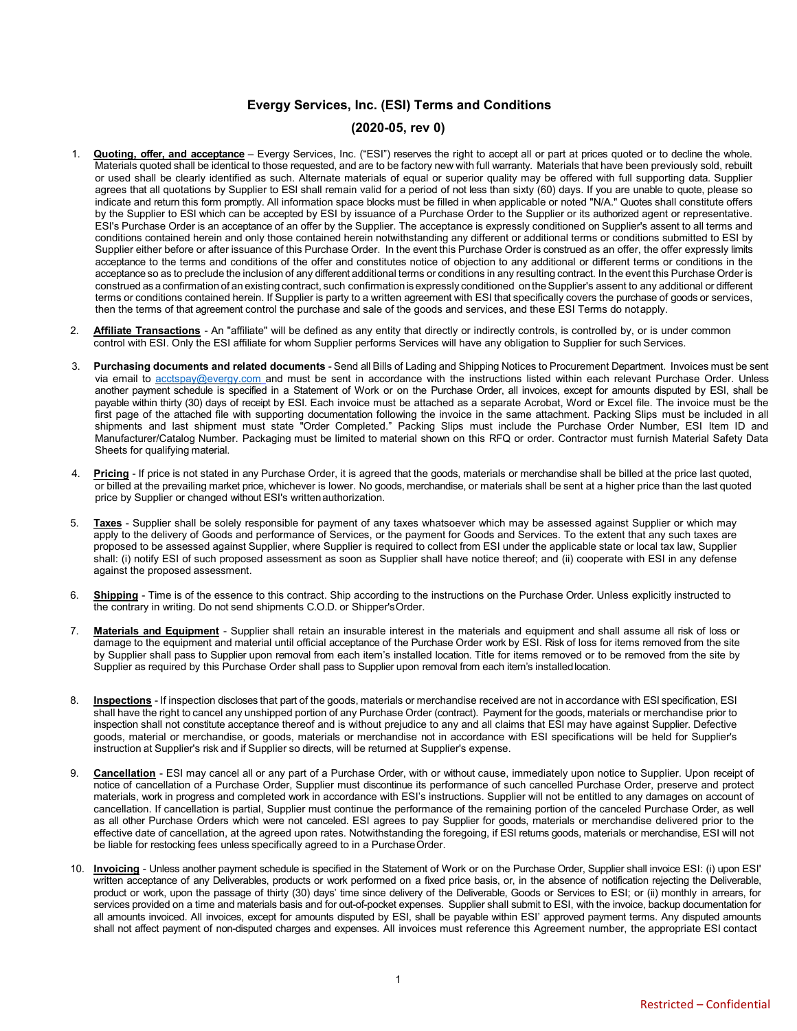# Evergy Services, Inc. (ESI) Terms and Conditions

## (2020-05, rev 0)

1. **Quoting, offer, and acceptance** – Evergy Services, Inc. ("ESI") reserves the right to accept all or part at prices quoted or to decline the whole. Materials quoted shall be identical to those requested, and are to be factory new with full warranty. Materials that have been previously sold, rebuilt or used shall be clearly identified as such. Alternate materials of equal or superior quality may be offered with full supporting data. Supplier agrees that all quotations by Supplier to ESI shall remain valid for a period of not less than sixty (60) days. If you are unable to quote, please so indicate and return this form promptly. All information space blocks must be filled in when applicable or noted "N/A." Quotes shall constitute offers by the Supplier to ESI which can be accepted by ESI by issuance of a Purchase Order to the Supplier or its authorized agent or representative. ESI's Purchase Order is an acceptance of an offer by the Supplier. The acceptance is expressly conditioned on Supplier's assent to all terms and conditions contained herein and only those contained herein notwithstanding any different or additional terms or conditions submitted to ESI by Supplier either before or after issuance of this Purchase Order. In the event this Purchase Order is construed as an offer, the offer expressly limits acceptance to the terms and conditions of the offer and constitutes notice of objection to any additional or different terms or conditions in the acceptance so as to preclude the inclusion of any different additional terms or conditions in any resulting contract. In the event this Purchase Order is construed as a confirmation of an existing contract, such confirmation is expressly conditioned on the Supplier's assent to any additional or different terms or conditions contained herein. If Supplier is party to a written agreement with ESI that specifically covers the purchase of goods or services, then the terms of that agreement control the purchase and sale of the goods and services, and these ESI Terms do not apply.

2. **Affiliate Transactions** - An "affiliate" will be defined as any entity that directly or indirectly controls, is controlled by, or is under common control with ESI. Only the ESI affiliate for whom Supplier performs Services will have any obligation to Supplier for such Services.

3. **Purchasing documents and related documents** - Send all Bills of Lading and Shipping Notices to Procurement Department. Invoices must be sent via email to acctspay@evergy.com and must be sent in accordance with the instructions listed within each relevant Purchase Order. Unless another payment schedule is specified in a Statement of Work or on the Purchase Order, all invoices, except for amounts disputed by ESI, shall be payable within thirty (30) days of receipt by ESI. Each invoice must be attached as a separate Acrobat, Word or Excel file. The invoice must be the first page of the attached file with supporting documentation following the invoice in the same attachment. Packing Slips must be included in all shipments and last shipment must state "Order Completed." Packing Slips must include the Purchase Order Number, ESI Item ID and Manufacturer/Catalog Number. Packaging must be limited to material shown on this RFQ or order. Contractor must furnish Material Safety Data Sheets for qualifying material.

4. **Pricing** - If price is not stated in any Purchase Order, it is agreed that the goods, materials or merchandise shall be billed at the price last quoted, or billed at the prevailing market price, whichever is lower. No goods, merchandise, or materials shall be sent at a higher price than the last quoted price by Supplier or changed without ESI's written authorization.

5. **Taxes** - Supplier shall be solely responsible for payment of any taxes whatsoever which may be assessed against Supplier or which may apply to the delivery of Goods and performance of Services, or the payment for Goods and Services. To the extent that any such taxes are proposed to be assessed against Supplier, where Supplier is required to collect from ESI under the applicable state or local tax law, Supplier shall: (i) notify ESI of such proposed assessment as soon as Supplier shall have notice thereof; and (ii) cooperate with ESI in any defense against the proposed assessment.

6. **Shipping** - Time is of the essence to this contract. Ship according to the instructions on the Purchase Order. Unless explicitly instructed to the contrary in writing. Do not send shipments C.O.D. or Shipper's Order.

7. **Materials and Equipment** - Supplier shall retain an insurable interest in the materials and equipment and shall assume all risk of loss or damage to the equipment and material until official acceptance of the Purchase Order work by ESI. Risk of loss for items removed from the site by Supplier shall pass to Supplier upon removal from each item's installed location. Title for items removed or to be removed from the site by Supplier as required by this Purchase Order shall pass to Supplier upon removal from each item's installed location.

8. **Inspections** - If inspection discloses that part of the goods, materials or merchandise received are not in accordance with ESI specification, ESI shall have the right to cancel any unshipped portion of any Purchase Order (contract). Payment for the goods, materials or merchandise prior to inspection shall not constitute acceptance thereof and is without prejudice to any and all claims that ESI may have against Supplier. Defective goods, material or merchandise, or goods, materials or merchandise not in accordance with ESI specifications will be held for Supplier's instruction at Supplier's risk and if Supplier so directs, will be returned at Supplier's expense.

9. **Cancellation** - ESI may cancel all or any part of a Purchase Order, with or without cause, immediately upon notice to Supplier. Upon receipt of notice of cancellation of a Purchase Order, Supplier must discontinue its performance of such cancelled Purchase Order, preserve and protect materials, work in progress and completed work in accordance with ESI's instructions. Supplier will not be entitled to any damages on account of cancellation. If cancellation is partial, Supplier must continue the performance of the remaining portion of the canceled Purchase Order, as well as all other Purchase Orders which were not canceled. ESI agrees to pay Supplier for goods, materials or merchandise delivered prior to the effective date of cancellation, at the agreed upon rates. Notwithstanding the foregoing, if ESI returns goods, materials or merchandise, ESI will not be liable for restocking fees unless specifically agreed to in a Purchase Order.

10. **Invoicing** - Unless another payment schedule is specified in the Statement of Work or on the Purchase Order, Supplier shall invoice ESI: (i) upon ESI' written acceptance of any Deliverables, products or work performed on a fixed price basis, or, in the absence of notification rejecting the Deliverable, product or work, upon the passage of thirty (30) days' time since delivery of the Deliverable, Goods or Services to ESI; or (ii) monthly in arrears, for services provided on a time and materials basis and for out-of-pocket expenses. Supplier shall submit to ESI, with the invoice, backup documentation for all amounts invoiced. All invoices, except for amounts disputed by ESI, shall be payable within ESI' approved payment terms. Any disputed amounts shall not affect payment of non-disputed charges and expenses. All invoices must reference this Agreement number, the appropriate ESI contact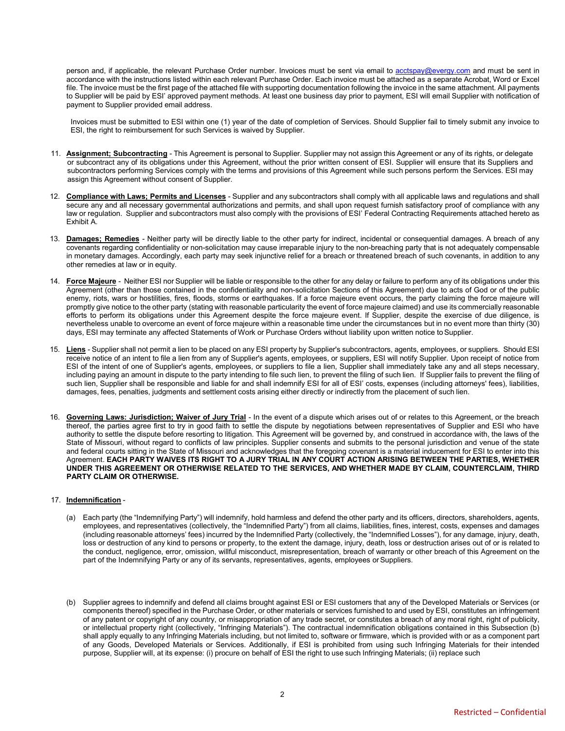person and, if applicable, the relevant Purchase Order number. Invoices must be sent via email to acctspay@evergy.com and must be sent in accordance with the instructions listed within each relevant Purchase Order. Each invoice must be attached as a separate Acrobat, Word or Excel file. The invoice must be the first page of the attached file with supporting documentation following the invoice in the same attachment. All payments to Supplier will be paid by ESI' approved payment methods. At least one business day prior to payment, ESI will email Supplier with notification of payment to Supplier provided email address.

Invoices must be submitted to ESI within one (1) year of the date of completion of Services. Should Supplier fail to timely submit any invoice to ESI, the right to reimbursement for such Services is waived by Supplier.

11. **Assignment; Subcontracting** - This Agreement is personal to Supplier. Supplier may not assign this Agreement or any of its rights, or delegate or subcontract any of its obligations under this Agreement, without the prior written consent of ESI. Supplier will ensure that its Suppliers and subcontractors performing Services comply with the terms and provisions of this Agreement while such persons perform the Services. ESI may assign this Agreement without consent of Supplier.

12. **Compliance with Laws; Permits and Licenses** - Supplier and any subcontractors shall comply with all applicable laws and regulations and shall secure any and all necessary governmental authorizations and permits, and shall upon request furnish satisfactory proof of compliance with any law or regulation. Supplier and subcontractors must also comply with the provisions of ESI' Federal Contracting Requirements attached hereto as Exhibit A.

13. **Damages; Remedies** - Neither party will be directly liable to the other party for indirect, incidental or consequential damages. A breach of any covenants regarding confidentiality or non-solicitation may cause irreparable injury to the non-breaching party that is not adequately compensable in monetary damages. Accordingly, each party may seek injunctive relief for a breach or threatened breach of such covenants, in addition to any other remedies at law or in equity.

14. **Force Majeure** - Neither ESI nor Supplier will be liable or responsible to the other for any delay or failure to perform any of its obligations under this Agreement (other than those contained in the confidentiality and non-solicitation Sections of this Agreement) due to acts of God or of the public enemy, riots, wars or hostilities, fires, floods, storms or earthquakes. If a force majeure event occurs, the party claiming the force majeure will promptly give notice to the other party (stating with reasonable particularity the event of force majeure claimed) and use its commercially reasonable efforts to perform its obligations under this Agreement despite the force majeure event. If Supplier, despite the exercise of due diligence, is nevertheless unable to overcome an event of force majeure within a reasonable time under the circumstances but in no event more than thirty (30) days, ESI may terminate any affected Statements of Work or Purchase Orders without liability upon written notice to Supplier.

15. **Liens** - Supplier shall not permit a lien to be placed on any ESI property by Supplier's subcontractors, agents, employees, or suppliers. Should ESI receive notice of an intent to file a lien from any of Supplier's agents, employees, or suppliers, ESI will notify Supplier. Upon receipt of notice from ESI of the intent of one of Supplier's agents, employees, or suppliers to file a lien, Supplier shall immediately take any and all steps necessary, including paying an amount in dispute to the party intending to file such lien, to prevent the filing of such lien. If Supplier fails to prevent the filing of such lien, Supplier shall be responsible and liable for and shall indemnify ESI for all of ESI' costs, expenses (including attorneys' fees), liabilities, damages, fees, penalties, judgments and settlement costs arising either directly or indirectly from the placement of such lien.

16. **Governing Laws: Jurisdiction; Waiver of Jury Trial** - In the event of a dispute which arises out of or relates to this Agreement, or the breach thereof, the parties agree first to try in good faith to settle the dispute by negotiations between representatives of Supplier and ESI who have authority to settle the dispute before resorting to litigation. This Agreement will be governed by, and construed in accordance with, the laws of the State of Missouri, without regard to conflicts of law principles. Supplier consents and submits to the personal jurisdiction and venue of the state and federal courts sitting in the State of Missouri and acknowledges that the foregoing covenant is a material inducement for ESI to enter into this Agreement. **EACH PARTY WAIVES ITS RIGHT TO A JURY TRIAL IN ANY COURT ACTION ARISING BETWEEN THE PARTIES, WHETHER UNDER THIS AGREEMENT OR OTHERWISE RELATED TO THE SERVICES, AND WHETHER MADE BY CLAIM, COUNTERCLAIM, THIRD PARTY CLAIM OR OTHERWISE.**

17. **Indemnification** -

    (a) Each party (the "Indemnifying Party") will indemnify, hold harmless and defend the other party and its officers, directors, shareholders, agents, employees, and representatives (collectively, the "Indemnified Party") from all claims, liabilities, fines, interest, costs, expenses and damages (including reasonable attorneys' fees) incurred by the Indemnified Party (collectively, the "Indemnified Losses"), for any damage, injury, death, loss or destruction of any kind to persons or property, to the extent the damage, injury, death, loss or destruction arises out of or is related to the conduct, negligence, error, omission, willful misconduct, misrepresentation, breach of warranty or other breach of this Agreement on the part of the Indemnifying Party or any of its servants, representatives, agents, employees or Suppliers.

    (b) Supplier agrees to indemnify and defend all claims brought against ESI or ESI customers that any of the Developed Materials or Services (or components thereof) specified in the Purchase Order, or other materials or services furnished to and used by ESI, constitutes an infringement of any patent or copyright of any country, or misappropriation of any trade secret, or constitutes a breach of any moral right, right of publicity, or intellectual property right (collectively, "Infringing Materials"). The contractual indemnification obligations contained in this Subsection (b) shall apply equally to any Infringing Materials including, but not limited to, software or firmware, which is provided with or as a component part of any Goods, Developed Materials or Services. Additionally, if ESI is prohibited from using such Infringing Materials for their intended purpose, Supplier will, at its expense: (i) procure on behalf of ESI the right to use such Infringing Materials; (ii) replace such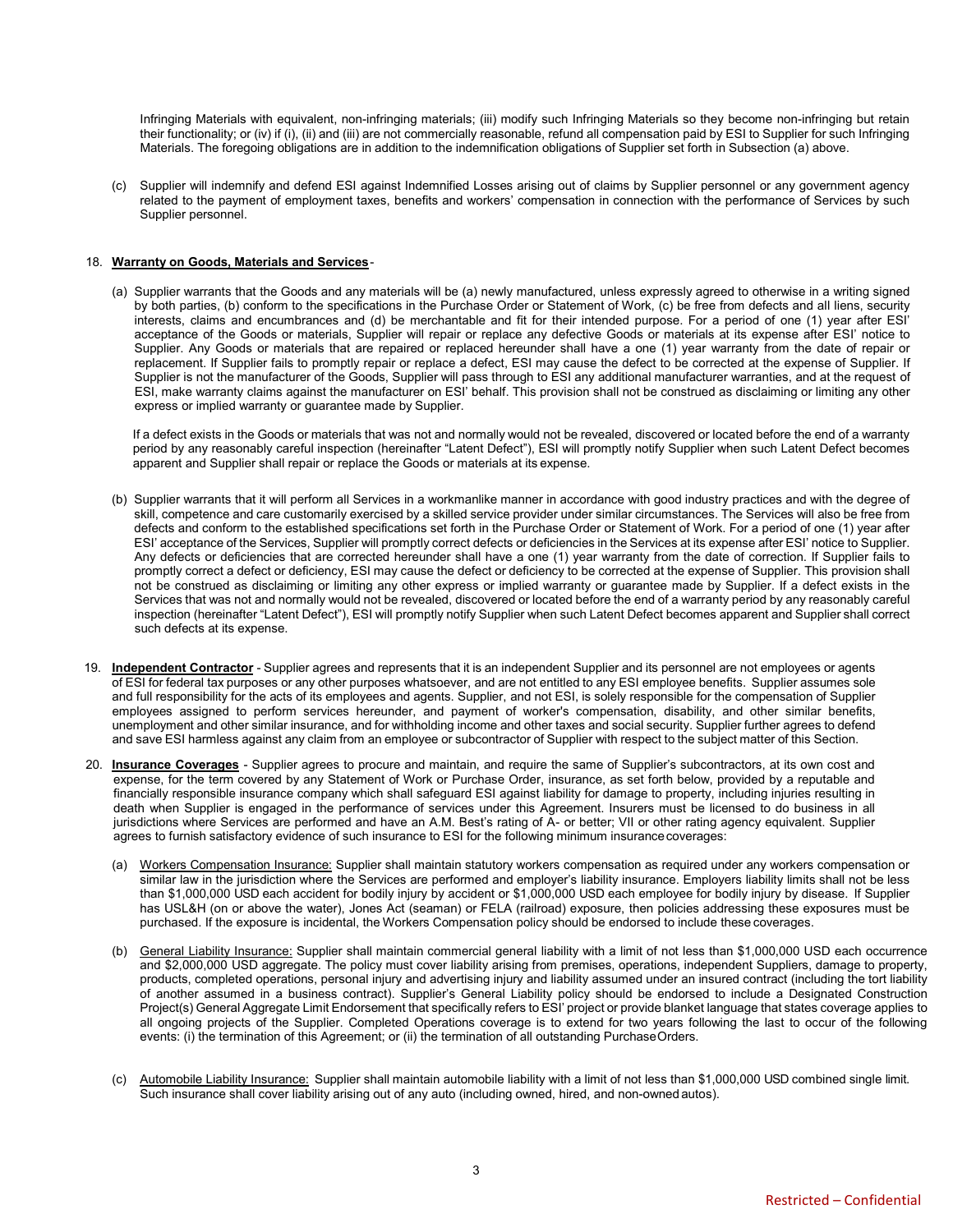Infringing Materials with equivalent, non-infringing materials; (iii) modify such Infringing Materials so they become non-infringing but retain their functionality; or (iv) if (i), (ii) and (iii) are not commercially reasonable, refund all compensation paid by ESI to Supplier for such Infringing Materials. The foregoing obligations are in addition to the indemnification obligations of Supplier set forth in Subsection (a) above.

(c) Supplier will indemnify and defend ESI against Indemnified Losses arising out of claims by Supplier personnel or any government agency related to the payment of employment taxes, benefits and workers' compensation in connection with the performance of Services by such Supplier personnel.

18. **Warranty on Goods, Materials and Services**-

(a) Supplier warrants that the Goods and any materials will be (a) newly manufactured, unless expressly agreed to otherwise in a writing signed by both parties, (b) conform to the specifications in the Purchase Order or Statement of Work, (c) be free from defects and all liens, security interests, claims and encumbrances and (d) be merchantable and fit for their intended purpose. For a period of one (1) year after ESI' acceptance of the Goods or materials, Supplier will repair or replace any defective Goods or materials at its expense after ESI' notice to Supplier. Any Goods or materials that are repaired or replaced hereunder shall have a one (1) year warranty from the date of repair or replacement. If Supplier fails to promptly repair or replace a defect, ESI may cause the defect to be corrected at the expense of Supplier. If Supplier is not the manufacturer of the Goods, Supplier will pass through to ESI any additional manufacturer warranties, and at the request of ESI, make warranty claims against the manufacturer on ESI' behalf. This provision shall not be construed as disclaiming or limiting any other express or implied warranty or guarantee made by Supplier.

If a defect exists in the Goods or materials that was not and normally would not be revealed, discovered or located before the end of a warranty period by any reasonably careful inspection (hereinafter "Latent Defect"), ESI will promptly notify Supplier when such Latent Defect becomes apparent and Supplier shall repair or replace the Goods or materials at its expense.

(b) Supplier warrants that it will perform all Services in a workmanlike manner in accordance with good industry practices and with the degree of skill, competence and care customarily exercised by a skilled service provider under similar circumstances. The Services will also be free from defects and conform to the established specifications set forth in the Purchase Order or Statement of Work. For a period of one (1) year after ESI' acceptance of the Services, Supplier will promptly correct defects or deficiencies in the Services at its expense after ESI' notice to Supplier. Any defects or deficiencies that are corrected hereunder shall have a one (1) year warranty from the date of correction. If Supplier fails to promptly correct a defect or deficiency, ESI may cause the defect or deficiency to be corrected at the expense of Supplier. This provision shall not be construed as disclaiming or limiting any other express or implied warranty or guarantee made by Supplier. If a defect exists in the Services that was not and normally would not be revealed, discovered or located before the end of a warranty period by any reasonably careful inspection (hereinafter "Latent Defect"), ESI will promptly notify Supplier when such Latent Defect becomes apparent and Supplier shall correct such defects at its expense.

19. **Independent Contractor** - Supplier agrees and represents that it is an independent Supplier and its personnel are not employees or agents of ESI for federal tax purposes or any other purposes whatsoever, and are not entitled to any ESI employee benefits. Supplier assumes sole and full responsibility for the acts of its employees and agents. Supplier, and not ESI, is solely responsible for the compensation of Supplier employees assigned to perform services hereunder, and payment of worker's compensation, disability, and other similar benefits, unemployment and other similar insurance, and for withholding income and other taxes and social security. Supplier further agrees to defend and save ESI harmless against any claim from an employee or subcontractor of Supplier with respect to the subject matter of this Section.

20. **Insurance Coverages** - Supplier agrees to procure and maintain, and require the same of Supplier's subcontractors, at its own cost and expense, for the term covered by any Statement of Work or Purchase Order, insurance, as set forth below, provided by a reputable and financially responsible insurance company which shall safeguard ESI against liability for damage to property, including injuries resulting in death when Supplier is engaged in the performance of services under this Agreement. Insurers must be licensed to do business in all jurisdictions where Services are performed and have an A.M. Best's rating of A- or better; VII or other rating agency equivalent. Supplier agrees to furnish satisfactory evidence of such insurance to ESI for the following minimum insurance coverages:

(a) Workers Compensation Insurance: Supplier shall maintain statutory workers compensation as required under any workers compensation or similar law in the jurisdiction where the Services are performed and employer's liability insurance. Employers liability limits shall not be less than $1,000,000 USD each accident for bodily injury by accident or $1,000,000 USD each employee for bodily injury by disease. If Supplier has USL&H (on or above the water), Jones Act (seaman) or FELA (railroad) exposure, then policies addressing these exposures must be purchased. If the exposure is incidental, the Workers Compensation policy should be endorsed to include these coverages.

(b) General Liability Insurance: Supplier shall maintain commercial general liability with a limit of not less than $1,000,000 USD each occurrence and $2,000,000 USD aggregate. The policy must cover liability arising from premises, operations, independent Suppliers, damage to property, products, completed operations, personal injury and advertising injury and liability assumed under an insured contract (including the tort liability of another assumed in a business contract). Supplier's General Liability policy should be endorsed to include a Designated Construction Project(s) General Aggregate Limit Endorsement that specifically refers to ESI' project or provide blanket language that states coverage applies to all ongoing projects of the Supplier. Completed Operations coverage is to extend for two years following the last to occur of the following events: (i) the termination of this Agreement; or (ii) the termination of all outstanding Purchase Orders.

(c) Automobile Liability Insurance: Supplier shall maintain automobile liability with a limit of not less than $1,000,000 USD combined single limit. Such insurance shall cover liability arising out of any auto (including owned, hired, and non-owned autos).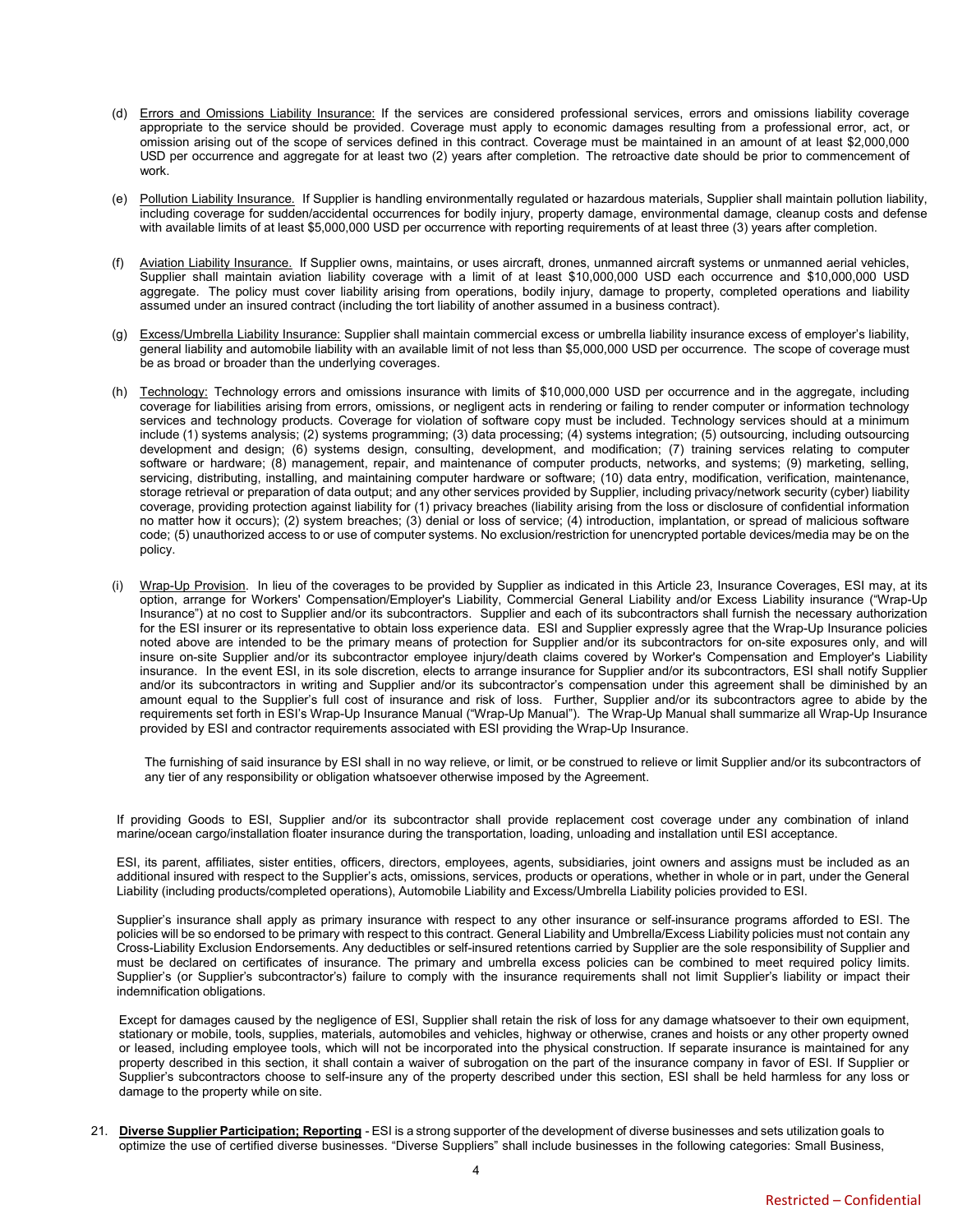(d) Errors and Omissions Liability Insurance: If the services are considered professional services, errors and omissions liability coverage appropriate to the service should be provided. Coverage must apply to economic damages resulting from a professional error, act, or omission arising out of the scope of services defined in this contract. Coverage must be maintained in an amount of at least $2,000,000 USD per occurrence and aggregate for at least two (2) years after completion. The retroactive date should be prior to commencement of work.

(e) Pollution Liability Insurance. If Supplier is handling environmentally regulated or hazardous materials, Supplier shall maintain pollution liability, including coverage for sudden/accidental occurrences for bodily injury, property damage, environmental damage, cleanup costs and defense with available limits of at least $5,000,000 USD per occurrence with reporting requirements of at least three (3) years after completion.

(f) Aviation Liability Insurance. If Supplier owns, maintains, or uses aircraft, drones, unmanned aircraft systems or unmanned aerial vehicles, Supplier shall maintain aviation liability coverage with a limit of at least $10,000,000 USD each occurrence and $10,000,000 USD aggregate. The policy must cover liability arising from operations, bodily injury, damage to property, completed operations and liability assumed under an insured contract (including the tort liability of another assumed in a business contract).

(g) Excess/Umbrella Liability Insurance: Supplier shall maintain commercial excess or umbrella liability insurance excess of employer's liability, general liability and automobile liability with an available limit of not less than $5,000,000 USD per occurrence. The scope of coverage must be as broad or broader than the underlying coverages.

(h) Technology: Technology errors and omissions insurance with limits of $10,000,000 USD per occurrence and in the aggregate, including coverage for liabilities arising from errors, omissions, or negligent acts in rendering or failing to render computer or information technology services and technology products. Coverage for violation of software copy must be included. Technology services should at a minimum include (1) systems analysis; (2) systems programming; (3) data processing; (4) systems integration; (5) outsourcing, including outsourcing development and design; (6) systems design, consulting, development, and modification; (7) training services relating to computer software or hardware; (8) management, repair, and maintenance of computer products, networks, and systems; (9) marketing, selling, servicing, distributing, installing, and maintaining computer hardware or software; (10) data entry, modification, verification, maintenance, storage retrieval or preparation of data output; and any other services provided by Supplier, including privacy/network security (cyber) liability coverage, providing protection against liability for (1) privacy breaches (liability arising from the loss or disclosure of confidential information no matter how it occurs); (2) system breaches; (3) denial or loss of service; (4) introduction, implantation, or spread of malicious software code; (5) unauthorized access to or use of computer systems. No exclusion/restriction for unencrypted portable devices/media may be on the policy.

(i) Wrap-Up Provision. In lieu of the coverages to be provided by Supplier as indicated in this Article 23, Insurance Coverages, ESI may, at its option, arrange for Workers' Compensation/Employer's Liability, Commercial General Liability and/or Excess Liability insurance ("Wrap-Up Insurance") at no cost to Supplier and/or its subcontractors. Supplier and each of its subcontractors shall furnish the necessary authorization for the ESI insurer or its representative to obtain loss experience data. ESI and Supplier expressly agree that the Wrap-Up Insurance policies noted above are intended to be the primary means of protection for Supplier and/or its subcontractors for on-site exposures only, and will insure on-site Supplier and/or its subcontractor employee injury/death claims covered by Worker's Compensation and Employer's Liability insurance. In the event ESI, in its sole discretion, elects to arrange insurance for Supplier and/or its subcontractors, ESI shall notify Supplier and/or its subcontractors in writing and Supplier and/or its subcontractor's compensation under this agreement shall be diminished by an amount equal to the Supplier's full cost of insurance and risk of loss. Further, Supplier and/or its subcontractors agree to abide by the requirements set forth in ESI's Wrap-Up Insurance Manual ("Wrap-Up Manual"). The Wrap-Up Manual shall summarize all Wrap-Up Insurance provided by ESI and contractor requirements associated with ESI providing the Wrap-Up Insurance.

The furnishing of said insurance by ESI shall in no way relieve, or limit, or be construed to relieve or limit Supplier and/or its subcontractors of any tier of any responsibility or obligation whatsoever otherwise imposed by the Agreement.

If providing Goods to ESI, Supplier and/or its subcontractor shall provide replacement cost coverage under any combination of inland marine/ocean cargo/installation floater insurance during the transportation, loading, unloading and installation until ESI acceptance.

ESI, its parent, affiliates, sister entities, officers, directors, employees, agents, subsidiaries, joint owners and assigns must be included as an additional insured with respect to the Supplier's acts, omissions, services, products or operations, whether in whole or in part, under the General Liability (including products/completed operations), Automobile Liability and Excess/Umbrella Liability policies provided to ESI.

Supplier's insurance shall apply as primary insurance with respect to any other insurance or self-insurance programs afforded to ESI. The policies will be so endorsed to be primary with respect to this contract. General Liability and Umbrella/Excess Liability policies must not contain any Cross-Liability Exclusion Endorsements. Any deductibles or self-insured retentions carried by Supplier are the sole responsibility of Supplier and must be declared on certificates of insurance. The primary and umbrella excess policies can be combined to meet required policy limits. Supplier's (or Supplier's subcontractor's) failure to comply with the insurance requirements shall not limit Supplier's liability or impact their indemnification obligations.

Except for damages caused by the negligence of ESI, Supplier shall retain the risk of loss for any damage whatsoever to their own equipment, stationary or mobile, tools, supplies, materials, automobiles and vehicles, highway or otherwise, cranes and hoists or any other property owned or leased, including employee tools, which will not be incorporated into the physical construction. If separate insurance is maintained for any property described in this section, it shall contain a waiver of subrogation on the part of the insurance company in favor of ESI. If Supplier or Supplier's subcontractors choose to self-insure any of the property described under this section, ESI shall be held harmless for any loss or damage to the property while on site.

21. **Diverse Supplier Participation; Reporting** - ESI is a strong supporter of the development of diverse businesses and sets utilization goals to optimize the use of certified diverse businesses. "Diverse Suppliers" shall include businesses in the following categories: Small Business,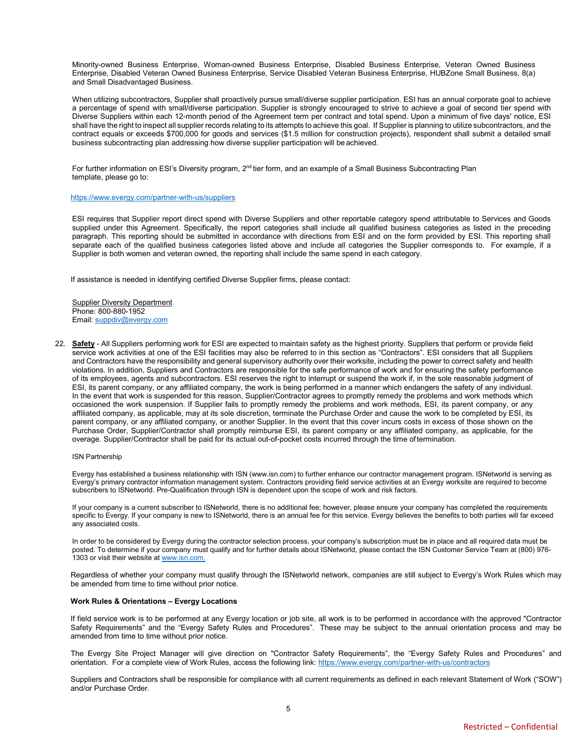Minority-owned Business Enterprise, Woman-owned Business Enterprise, Disabled Business Enterprise, Veteran Owned Business Enterprise, Disabled Veteran Owned Business Enterprise, Service Disabled Veteran Business Enterprise, HUBZone Small Business, 8(a) and Small Disadvantaged Business.

When utilizing subcontractors, Supplier shall proactively pursue small/diverse supplier participation. ESI has an annual corporate goal to achieve a percentage of spend with small/diverse participation. Supplier is strongly encouraged to strive to achieve a goal of second tier spend with Diverse Suppliers within each 12-month period of the Agreement term per contract and total spend. Upon a minimum of five days' notice, ESI shall have the right to inspect all supplier records relating to its attempts to achieve this goal. If Supplier is planning to utilize subcontractors, and the contract equals or exceeds $700,000 for goods and services ($1.5 million for construction projects), respondent shall submit a detailed small business subcontracting plan addressing how diverse supplier participation will be achieved.

For further information on ESI's Diversity program, 2nd tier form, and an example of a Small Business Subcontracting Plan template, please go to:

https://www.evergy.com/partner-with-us/suppliers

ESI requires that Supplier report direct spend with Diverse Suppliers and other reportable category spend attributable to Services and Goods supplied under this Agreement. Specifically, the report categories shall include all qualified business categories as listed in the preceding paragraph. This reporting should be submitted in accordance with directions from ESI and on the form provided by ESI. This reporting shall separate each of the qualified business categories listed above and include all categories the Supplier corresponds to. For example, if a Supplier is both women and veteran owned, the reporting shall include the same spend in each category.

If assistance is needed in identifying certified Diverse Supplier firms, please contact:

Supplier Diversity Department
Phone: 800-880-1952
Email: suppdiv@evergy.com

22. **Safety** - All Suppliers performing work for ESI are expected to maintain safety as the highest priority. Suppliers that perform or provide field service work activities at one of the ESI facilities may also be referred to in this section as "Contractors". ESI considers that all Suppliers and Contractors have the responsibility and general supervisory authority over their worksite, including the power to correct safety and health violations. In addition, Suppliers and Contractors are responsible for the safe performance of work and for ensuring the safety performance of its employees, agents and subcontractors. ESI reserves the right to interrupt or suspend the work if, in the sole reasonable judgment of ESI, its parent company, or any affiliated company, the work is being performed in a manner which endangers the safety of any individual. In the event that work is suspended for this reason, Supplier/Contractor agrees to promptly remedy the problems and work methods which occasioned the work suspension. If Supplier fails to promptly remedy the problems and work methods, ESI, its parent company, or any affiliated company, as applicable, may at its sole discretion, terminate the Purchase Order and cause the work to be completed by ESI, its parent company, or any affiliated company, or another Supplier. In the event that this cover incurs costs in excess of those shown on the Purchase Order, Supplier/Contractor shall promptly reimburse ESI, its parent company or any affiliated company, as applicable, for the overage. Supplier/Contractor shall be paid for its actual out-of-pocket costs incurred through the time of termination.

ISN Partnership

Evergy has established a business relationship with ISN (www.isn.com) to further enhance our contractor management program. ISNetworld is serving as Evergy's primary contractor information management system. Contractors providing field service activities at an Evergy worksite are required to become subscribers to ISNetworld. Pre-Qualification through ISN is dependent upon the scope of work and risk factors.

If your company is a current subscriber to ISNetworld, there is no additional fee; however, please ensure your company has completed the requirements specific to Evergy. If your company is new to ISNetworld, there is an annual fee for this service. Evergy believes the benefits to both parties will far exceed any associated costs.

In order to be considered by Evergy during the contractor selection process, your company's subscription must be in place and all required data must be posted. To determine if your company must qualify and for further details about ISNetworld, please contact the ISN Customer Service Team at (800) 976-1303 or visit their website at www.isn.com.

Regardless of whether your company must qualify through the ISNetworld network, companies are still subject to Evergy's Work Rules which may be amended from time to time without prior notice.

**Work Rules & Orientations – Evergy Locations**

If field service work is to be performed at any Evergy location or job site, all work is to be performed in accordance with the approved "Contractor Safety Requirements" and the "Evergy Safety Rules and Procedures". These may be subject to the annual orientation process and may be amended from time to time without prior notice.

The Evergy Site Project Manager will give direction on "Contractor Safety Requirements", the "Evergy Safety Rules and Procedures" and orientation. For a complete view of Work Rules, access the following link: https://www.evergy.com/partner-with-us/contractors

Suppliers and Contractors shall be responsible for compliance with all current requirements as defined in each relevant Statement of Work ("SOW") and/or Purchase Order.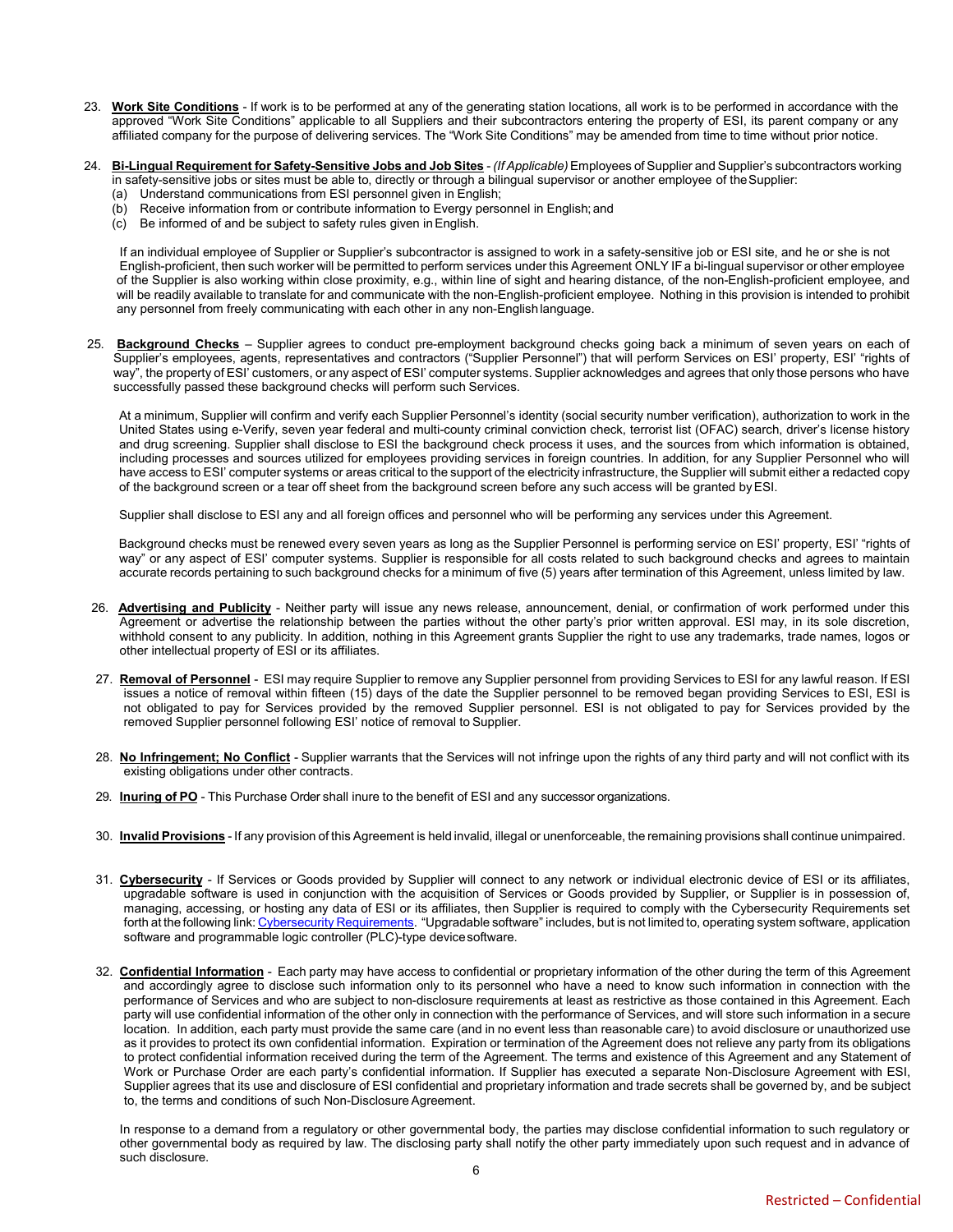23. **Work Site Conditions** - If work is to be performed at any of the generating station locations, all work is to be performed in accordance with the approved "Work Site Conditions" applicable to all Suppliers and their subcontractors entering the property of ESI, its parent company or any affiliated company for the purpose of delivering services. The "Work Site Conditions" may be amended from time to time without prior notice.

24. **Bi-Lingual Requirement for Safety-Sensitive Jobs and Job Sites** - *(If Applicable)* Employees of Supplier and Supplier's subcontractors working in safety-sensitive jobs or sites must be able to, directly or through a bilingual supervisor or another employee of the Supplier:
    (a) Understand communications from ESI personnel given in English;
    (b) Receive information from or contribute information to Evergy personnel in English; and
    (c) Be informed of and be subject to safety rules given in English.

    If an individual employee of Supplier or Supplier's subcontractor is assigned to work in a safety-sensitive job or ESI site, and he or she is not English-proficient, then such worker will be permitted to perform services under this Agreement ONLY IF a bi-lingual supervisor or other employee of the Supplier is also working within close proximity, e.g., within line of sight and hearing distance, of the non-English-proficient employee, and will be readily available to translate for and communicate with the non-English-proficient employee. Nothing in this provision is intended to prohibit any personnel from freely communicating with each other in any non-English language.

25. **Background Checks** – Supplier agrees to conduct pre-employment background checks going back a minimum of seven years on each of Supplier's employees, agents, representatives and contractors ("Supplier Personnel") that will perform Services on ESI' property, ESI' "rights of way", the property of ESI' customers, or any aspect of ESI' computer systems. Supplier acknowledges and agrees that only those persons who have successfully passed these background checks will perform such Services.

    At a minimum, Supplier will confirm and verify each Supplier Personnel's identity (social security number verification), authorization to work in the United States using e-Verify, seven year federal and multi-county criminal conviction check, terrorist list (OFAC) search, driver's license history and drug screening. Supplier shall disclose to ESI the background check process it uses, and the sources from which information is obtained, including processes and sources utilized for employees providing services in foreign countries. In addition, for any Supplier Personnel who will have access to ESI' computer systems or areas critical to the support of the electricity infrastructure, the Supplier will submit either a redacted copy of the background screen or a tear off sheet from the background screen before any such access will be granted by ESI.

    Supplier shall disclose to ESI any and all foreign offices and personnel who will be performing any services under this Agreement.

    Background checks must be renewed every seven years as long as the Supplier Personnel is performing service on ESI' property, ESI' "rights of way" or any aspect of ESI' computer systems. Supplier is responsible for all costs related to such background checks and agrees to maintain accurate records pertaining to such background checks for a minimum of five (5) years after termination of this Agreement, unless limited by law.

26. **Advertising and Publicity** - Neither party will issue any news release, announcement, denial, or confirmation of work performed under this Agreement or advertise the relationship between the parties without the other party's prior written approval. ESI may, in its sole discretion, withhold consent to any publicity. In addition, nothing in this Agreement grants Supplier the right to use any trademarks, trade names, logos or other intellectual property of ESI or its affiliates.

27. **Removal of Personnel** - ESI may require Supplier to remove any Supplier personnel from providing Services to ESI for any lawful reason. If ESI issues a notice of removal within fifteen (15) days of the date the Supplier personnel to be removed began providing Services to ESI, ESI is not obligated to pay for Services provided by the removed Supplier personnel. ESI is not obligated to pay for Services provided by the removed Supplier personnel following ESI' notice of removal to Supplier.

28. **No Infringement; No Conflict** - Supplier warrants that the Services will not infringe upon the rights of any third party and will not conflict with its existing obligations under other contracts.

29. **Inuring of PO** - This Purchase Order shall inure to the benefit of ESI and any successor organizations.

30. **Invalid Provisions** - If any provision of this Agreement is held invalid, illegal or unenforceable, the remaining provisions shall continue unimpaired.

31. **Cybersecurity** - If Services or Goods provided by Supplier will connect to any network or individual electronic device of ESI or its affiliates, upgradable software is used in conjunction with the acquisition of Services or Goods provided by Supplier, or Supplier is in possession of, managing, accessing, or hosting any data of ESI or its affiliates, then Supplier is required to comply with the Cybersecurity Requirements set forth at the following link: Cybersecurity Requirements. "Upgradable software" includes, but is not limited to, operating system software, application software and programmable logic controller (PLC)-type device software.

32. **Confidential Information** - Each party may have access to confidential or proprietary information of the other during the term of this Agreement and accordingly agree to disclose such information only to its personnel who have a need to know such information in connection with the performance of Services and who are subject to non-disclosure requirements at least as restrictive as those contained in this Agreement. Each party will use confidential information of the other only in connection with the performance of Services, and will store such information in a secure location. In addition, each party must provide the same care (and in no event less than reasonable care) to avoid disclosure or unauthorized use as it provides to protect its own confidential information. Expiration or termination of the Agreement does not relieve any party from its obligations to protect confidential information received during the term of the Agreement. The terms and existence of this Agreement and any Statement of Work or Purchase Order are each party's confidential information. If Supplier has executed a separate Non-Disclosure Agreement with ESI, Supplier agrees that its use and disclosure of ESI confidential and proprietary information and trade secrets shall be governed by, and be subject to, the terms and conditions of such Non-Disclosure Agreement.

    In response to a demand from a regulatory or other governmental body, the parties may disclose confidential information to such regulatory or other governmental body as required by law. The disclosing party shall notify the other party immediately upon such request and in advance of such disclosure.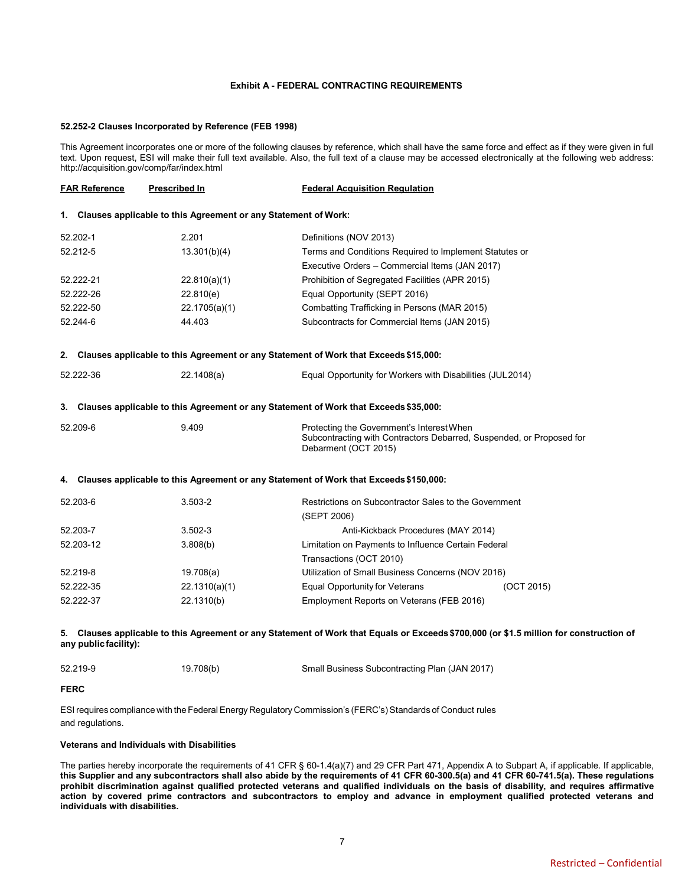## Exhibit A - FEDERAL CONTRACTING REQUIREMENTS

**52.252-2 Clauses Incorporated by Reference (FEB 1998)**

This Agreement incorporates one or more of the following clauses by reference, which shall have the same force and effect as if they were given in full text. Upon request, ESI will make their full text available. Also, the full text of a clause may be accessed electronically at the following web address: http://acquisition.gov/comp/far/index.html

| FAR Reference | Prescribed In | Federal Acquisition Regulation |
|---|---|---|
| **1. Clauses applicable to this Agreement or any Statement of Work:** | | |
| 52.202-1 | 2.201 | Definitions (NOV 2013) |
| 52.212-5 | 13.301(b)(4) | Terms and Conditions Required to Implement Statutes or Executive Orders – Commercial Items (JAN 2017) |
| 52.222-21 | 22.810(a)(1) | Prohibition of Segregated Facilities (APR 2015) |
| 52.222-26 | 22.810(e) | Equal Opportunity (SEPT 2016) |
| 52.222-50 | 22.1705(a)(1) | Combatting Trafficking in Persons (MAR 2015) |
| 52.244-6 | 44.403 | Subcontracts for Commercial Items (JAN 2015) |
| **2. Clauses applicable to this Agreement or any Statement of Work that Exceeds $15,000:** | | |
| 52.222-36 | 22.1408(a) | Equal Opportunity for Workers with Disabilities (JUL 2014) |
| **3. Clauses applicable to this Agreement or any Statement of Work that Exceeds $35,000:** | | |
| 52.209-6 | 9.409 | Protecting the Government's Interest When Subcontracting with Contractors Debarred, Suspended, or Proposed for Debarment (OCT 2015) |
| **4. Clauses applicable to this Agreement or any Statement of Work that Exceeds $150,000:** | | |
| 52.203-6 | 3.503-2 | Restrictions on Subcontractor Sales to the Government (SEPT 2006) |
| 52.203-7 | 3.502-3 | Anti-Kickback Procedures (MAY 2014) |
| 52.203-12 | 3.808(b) | Limitation on Payments to Influence Certain Federal Transactions (OCT 2010) |
| 52.219-8 | 19.708(a) | Utilization of Small Business Concerns (NOV 2016) |
| 52.222-35 | 22.1310(a)(1) | Equal Opportunity for Veterans (OCT 2015) |
| 52.222-37 | 22.1310(b) | Employment Reports on Veterans (FEB 2016) |
| **5. Clauses applicable to this Agreement or any Statement of Work that Equals or Exceeds $700,000 (or $1.5 million for construction of any public facility):** | | |
| 52.219-9 | 19.708(b) | Small Business Subcontracting Plan (JAN 2017) |

**FERC**

ESI requires compliance with the Federal Energy Regulatory Commission's (FERC's) Standards of Conduct rules and regulations.

**Veterans and Individuals with Disabilities**

The parties hereby incorporate the requirements of 41 CFR § 60-1.4(a)(7) and 29 CFR Part 471, Appendix A to Subpart A, if applicable. If applicable, **this Supplier and any subcontractors shall also abide by the requirements of 41 CFR 60-300.5(a) and 41 CFR 60-741.5(a). These regulations prohibit discrimination against qualified protected veterans and qualified individuals on the basis of disability, and requires affirmative action by covered prime contractors and subcontractors to employ and advance in employment qualified protected veterans and individuals with disabilities.**

Restricted – Confidential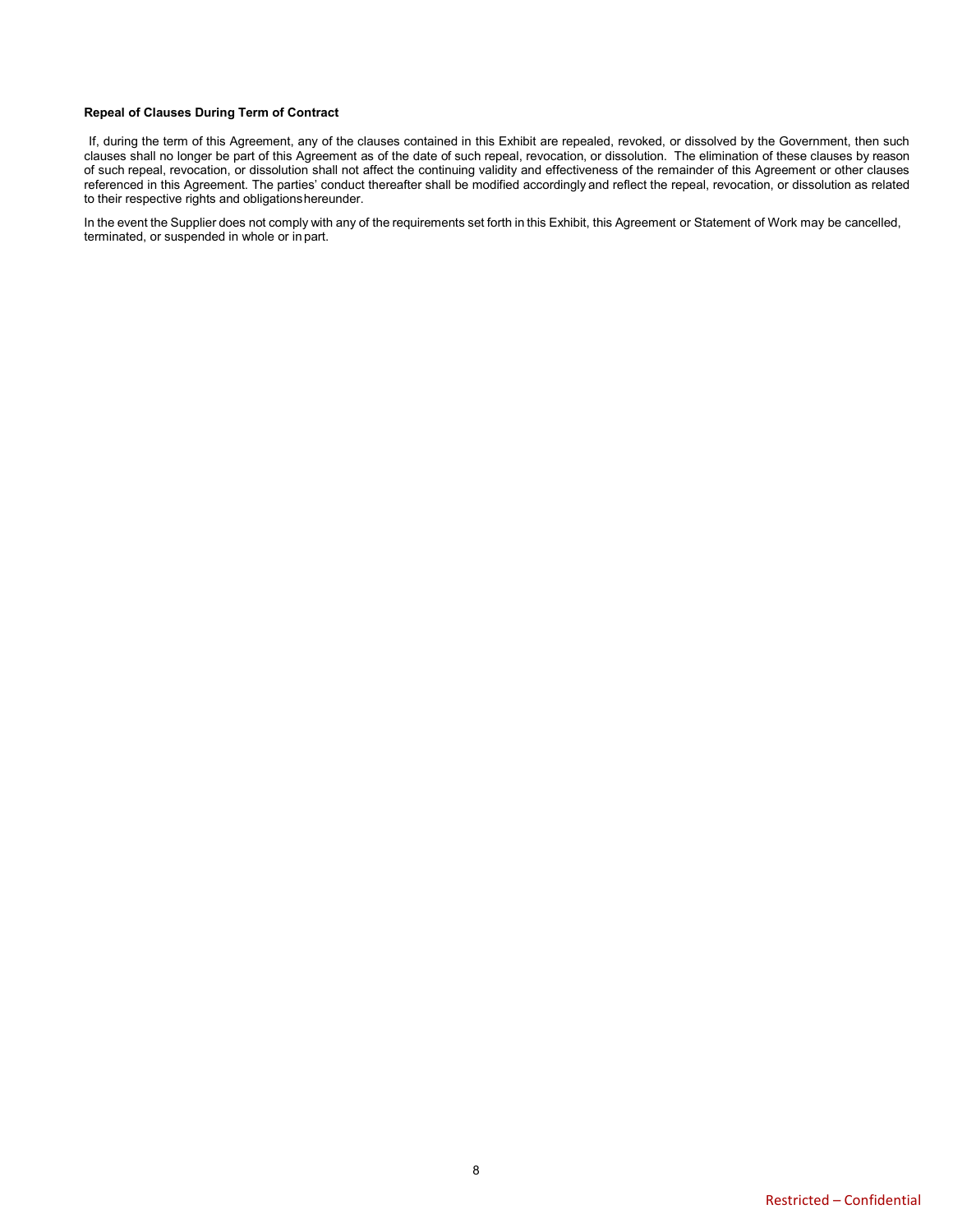**Repeal of Clauses During Term of Contract**

If, during the term of this Agreement, any of the clauses contained in this Exhibit are repealed, revoked, or dissolved by the Government, then such clauses shall no longer be part of this Agreement as of the date of such repeal, revocation, or dissolution. The elimination of these clauses by reason of such repeal, revocation, or dissolution shall not affect the continuing validity and effectiveness of the remainder of this Agreement or other clauses referenced in this Agreement. The parties' conduct thereafter shall be modified accordingly and reflect the repeal, revocation, or dissolution as related to their respective rights and obligations hereunder.

In the event the Supplier does not comply with any of the requirements set forth in this Exhibit, this Agreement or Statement of Work may be cancelled, terminated, or suspended in whole or in part.